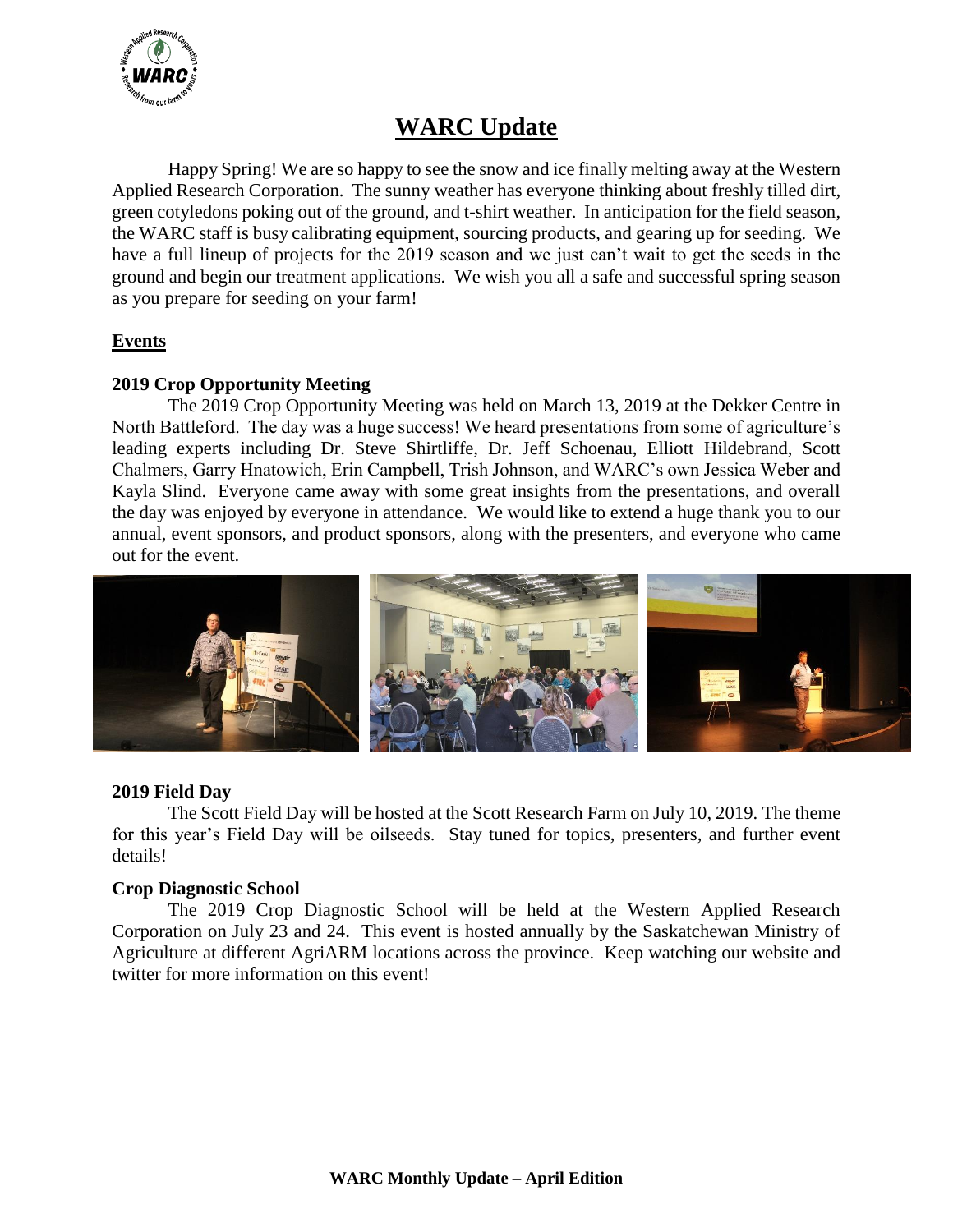# WARC Update

Happy Spring! We are so happy to see the snow and ice finally melting away at the Western Applied Research Corporation. The sunny weather has everyone thinking about freshly tilled dirt, green cotyledons poking out of the ground, and t-shirt weather. In anticipation for the field season, the WARC staff is busy calibrating equipment, sourcing products, and gearing up for seeding. We have a full lineup of projects for the 2019 season and we just can't wait to get the seeds in the ground and begin our treatment applications. We wish you all a safe and successful spring season as you prepare for seeding on your farm!

## Events

### 2019 Crop Opportunity Meeting

The 2019 Crop Opportunity Meeting was held on March 13, 2019 at the Dekker Centre in North Battleford. The day was a huge success! We heard presentations from some of agriculture's leading experts including Dr. Steve Shirtliffe, Dr. Jeff Schoenau, Elliott Hildebrand, Scott Chalmers, Garry Hnatowich, Erin Campbell, Trish Johnson, and WARC's own Jessica Weber and Kayla Slind. Everyone came away with some great insights from the presentations, and overall the day was enjoyed by everyone in attendance. We would like to extend a huge thank you to our annual, event sponsors, and product sponsors, along with the presenters, and everyone who came out for the event.

### 2019 Field Day

The Scott Field Day will be hosted at the Scott Research Farm on July 10, 2019. The theme for this year's Field Day will be oilseeds. Stay tuned for topics, presenters, and further event details!

### Crop Diagnostic School

The 2019 Crop Diagnostic School will be held at the Western Applied Research Corporation on July 23 and 24. This event is hosted annually by the Saskatchewan Ministry of Agriculture at different AgriARM locations across the province. Keep watching our website and twitter for more information on this event!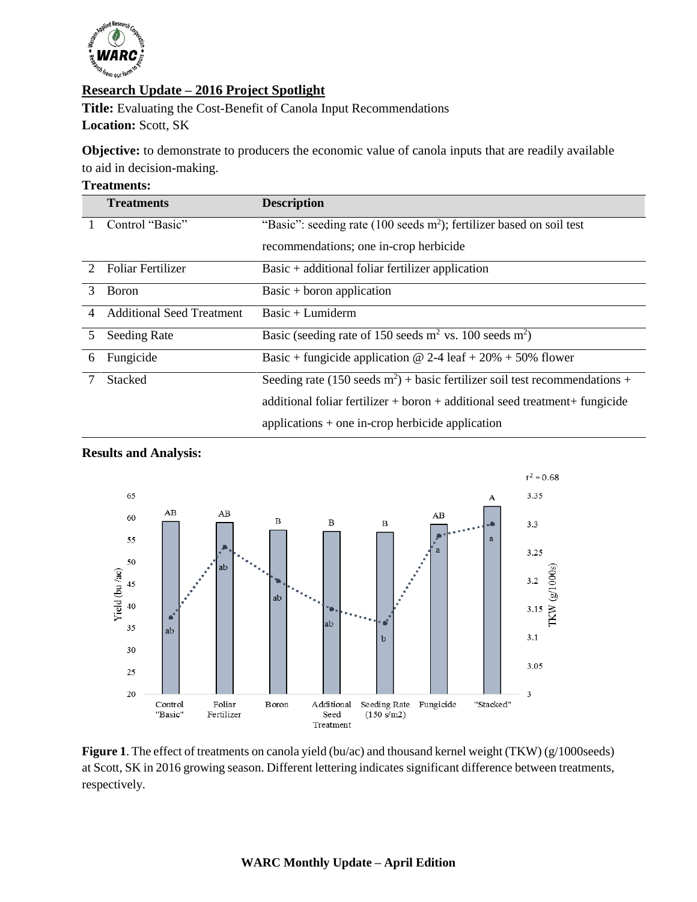## Research Update – 2016 Project Spotlight

**Title:** Evaluating the Cost-Benefit of Canola Input Recommendations
**Location:** Scott, SK

**Objective:** to demonstrate to producers the economic value of canola inputs that are readily available to aid in decision-making.

**Treatments:**

| | Treatments | Description |
|---|---|---|
| 1 | Control "Basic" | "Basic": seeding rate (100 seeds m$^2$); fertilizer based on soil test recommendations; one in-crop herbicide |
| 2 | Foliar Fertilizer | Basic + additional foliar fertilizer application |
| 3 | Boron | Basic + boron application |
| 4 | Additional Seed Treatment | Basic + Lumiderm |
| 5 | Seeding Rate | Basic (seeding rate of 150 seeds m$^2$ vs. 100 seeds m$^2$) |
| 6 | Fungicide | Basic + fungicide application @ 2-4 leaf + 20% + 50% flower |
| 7 | Stacked | Seeding rate (150 seeds m$^2$) + basic fertilizer soil test recommendations + additional foliar fertilizer + boron + additional seed treatment+ fungicide applications + one in-crop herbicide application |

**Results and Analysis:**

**Figure 1**. The effect of treatments on canola yield (bu/ac) and thousand kernel weight (TKW) (g/1000seeds) at Scott, SK in 2016 growing season. Different lettering indicates significant difference between treatments, respectively.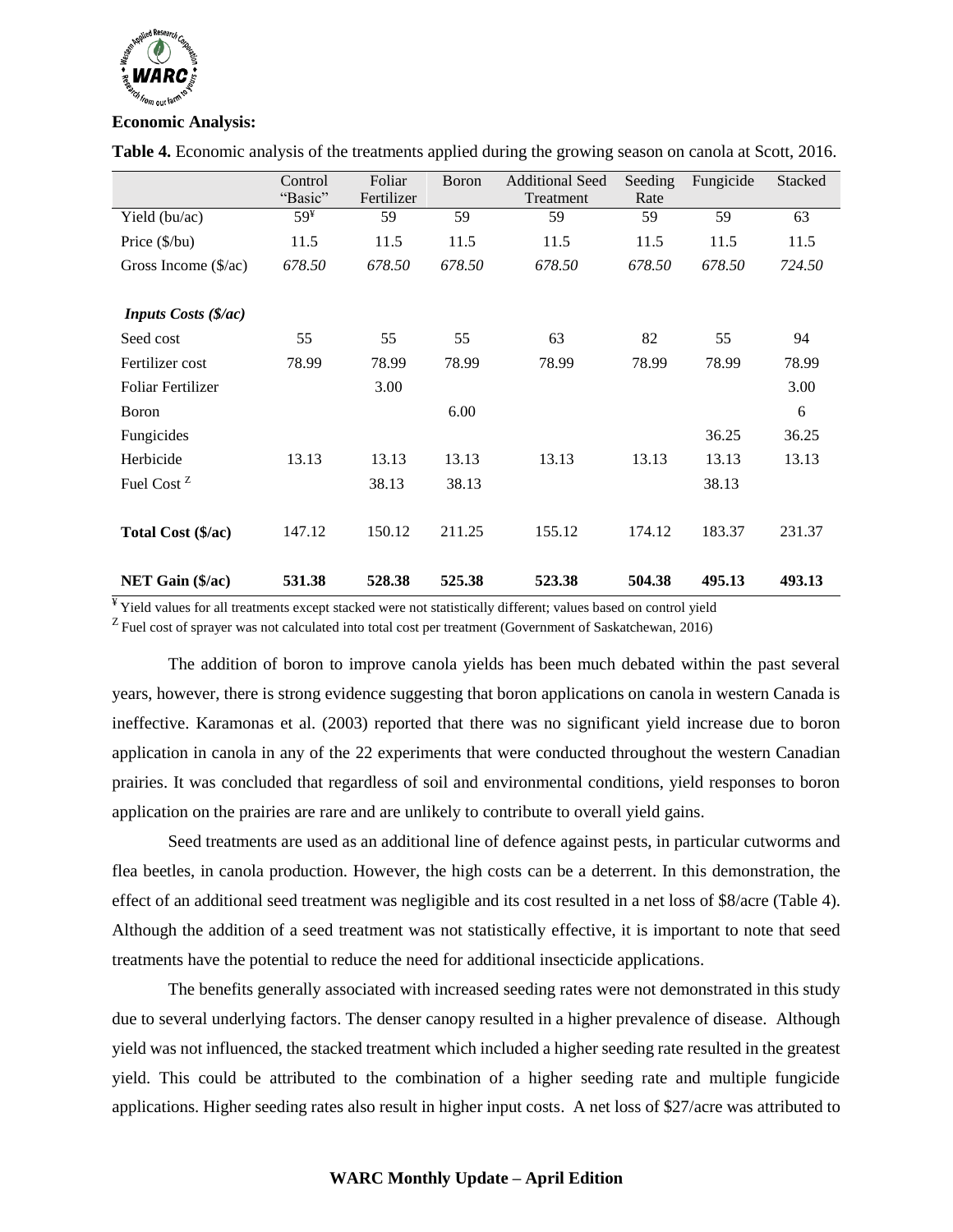**Economic Analysis:**

**Table 4.** Economic analysis of the treatments applied during the growing season on canola at Scott, 2016.

| | Control "Basic" | Foliar Fertilizer | Boron | Additional Seed Treatment | Seeding Rate | Fungicide | Stacked |
|---|---|---|---|---|---|---|---|
| Yield (bu/ac) | 59[¥] | 59 | 59 | 59 | 59 | 59 | 63 |
| Price ($/bu) | 11.5 | 11.5 | 11.5 | 11.5 | 11.5 | 11.5 | 11.5 |
| Gross Income ($/ac) | *678.50* | *678.50* | *678.50* | *678.50* | *678.50* | *678.50* | *724.50* |
| ***Inputs Costs ($/ac)*** | | | | | | | |
| Seed cost | 55 | 55 | 55 | 63 | 82 | 55 | 94 |
| Fertilizer cost | 78.99 | 78.99 | 78.99 | 78.99 | 78.99 | 78.99 | 78.99 |
| Foliar Fertilizer | | 3.00 | | | | | 3.00 |
| Boron | | | 6.00 | | | | 6 |
| Fungicides | | | | | | 36.25 | 36.25 |
| Herbicide | 13.13 | 13.13 | 13.13 | 13.13 | 13.13 | 13.13 | 13.13 |
| Fuel Cost [Z] | | 38.13 | 38.13 | | | 38.13 | |
| **Total Cost ($/ac)** | 147.12 | 150.12 | 211.25 | 155.12 | 174.12 | 183.37 | 231.37 |
| **NET Gain ($/ac)** | **531.38** | **528.38** | **525.38** | **523.38** | **504.38** | **495.13** | **493.13** |

[¥] Yield values for all treatments except stacked were not statistically different; values based on control yield

[Z] Fuel cost of sprayer was not calculated into total cost per treatment (Government of Saskatchewan, 2016)

The addition of boron to improve canola yields has been much debated within the past several years, however, there is strong evidence suggesting that boron applications on canola in western Canada is ineffective. Karamonas et al. (2003) reported that there was no significant yield increase due to boron application in canola in any of the 22 experiments that were conducted throughout the western Canadian prairies. It was concluded that regardless of soil and environmental conditions, yield responses to boron application on the prairies are rare and are unlikely to contribute to overall yield gains.

Seed treatments are used as an additional line of defence against pests, in particular cutworms and flea beetles, in canola production. However, the high costs can be a deterrent. In this demonstration, the effect of an additional seed treatment was negligible and its cost resulted in a net loss of $8/acre (Table 4). Although the addition of a seed treatment was not statistically effective, it is important to note that seed treatments have the potential to reduce the need for additional insecticide applications.

The benefits generally associated with increased seeding rates were not demonstrated in this study due to several underlying factors. The denser canopy resulted in a higher prevalence of disease. Although yield was not influenced, the stacked treatment which included a higher seeding rate resulted in the greatest yield. This could be attributed to the combination of a higher seeding rate and multiple fungicide applications. Higher seeding rates also result in higher input costs. A net loss of $27/acre was attributed to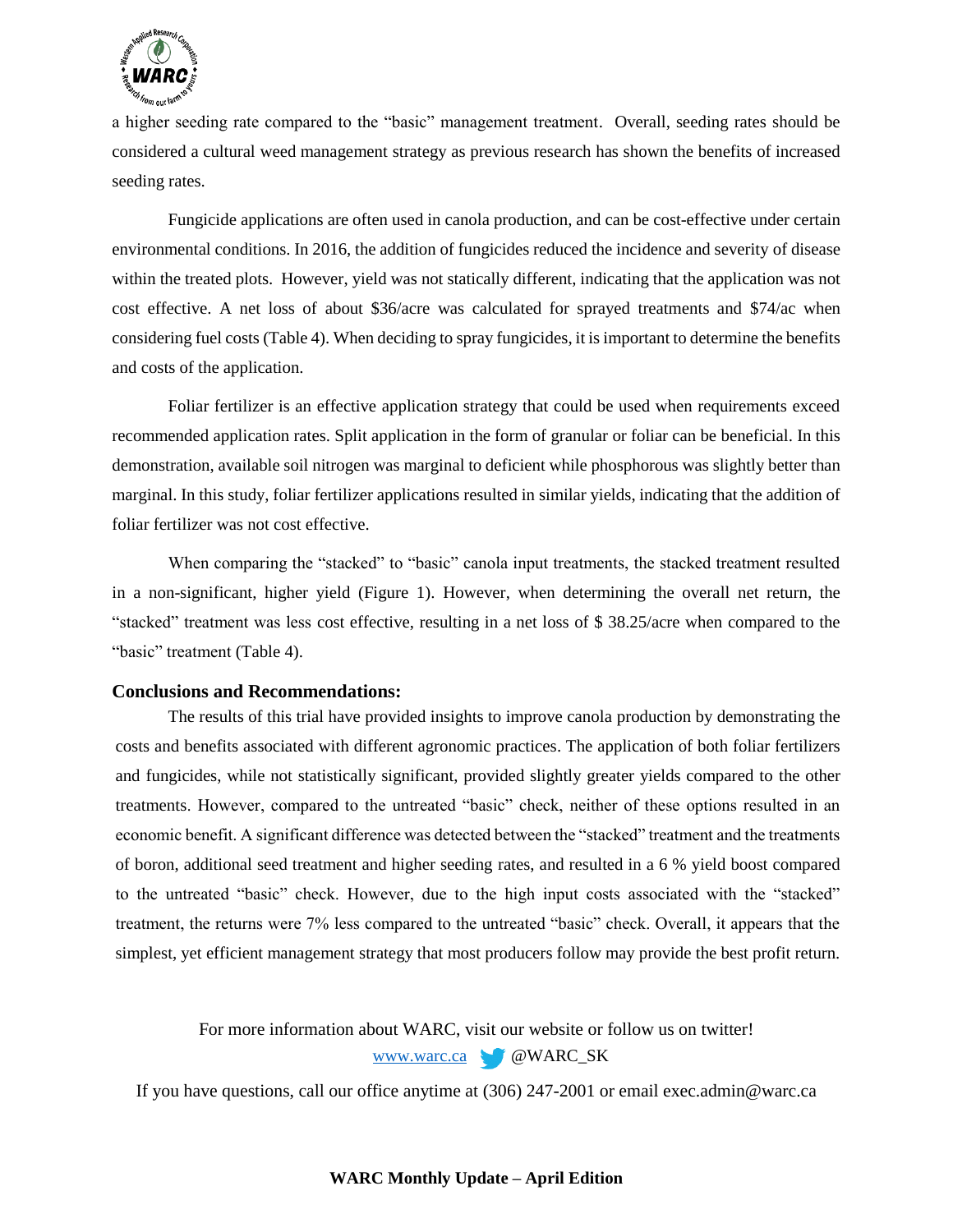a higher seeding rate compared to the "basic" management treatment. Overall, seeding rates should be considered a cultural weed management strategy as previous research has shown the benefits of increased seeding rates.

Fungicide applications are often used in canola production, and can be cost-effective under certain environmental conditions. In 2016, the addition of fungicides reduced the incidence and severity of disease within the treated plots. However, yield was not statically different, indicating that the application was not cost effective. A net loss of about $36/acre was calculated for sprayed treatments and $74/ac when considering fuel costs (Table 4). When deciding to spray fungicides, it is important to determine the benefits and costs of the application.

Foliar fertilizer is an effective application strategy that could be used when requirements exceed recommended application rates. Split application in the form of granular or foliar can be beneficial. In this demonstration, available soil nitrogen was marginal to deficient while phosphorous was slightly better than marginal. In this study, foliar fertilizer applications resulted in similar yields, indicating that the addition of foliar fertilizer was not cost effective.

When comparing the "stacked" to "basic" canola input treatments, the stacked treatment resulted in a non-significant, higher yield (Figure 1). However, when determining the overall net return, the "stacked" treatment was less cost effective, resulting in a net loss of $ 38.25/acre when compared to the "basic" treatment (Table 4).

### Conclusions and Recommendations:

The results of this trial have provided insights to improve canola production by demonstrating the costs and benefits associated with different agronomic practices. The application of both foliar fertilizers and fungicides, while not statistically significant, provided slightly greater yields compared to the other treatments. However, compared to the untreated "basic" check, neither of these options resulted in an economic benefit. A significant difference was detected between the "stacked" treatment and the treatments of boron, additional seed treatment and higher seeding rates, and resulted in a 6 % yield boost compared to the untreated "basic" check. However, due to the high input costs associated with the "stacked" treatment, the returns were 7% less compared to the untreated "basic" check. Overall, it appears that the simplest, yet efficient management strategy that most producers follow may provide the best profit return.

For more information about WARC, visit our website or follow us on twitter!

www.warc.ca @WARC_SK

If you have questions, call our office anytime at (306) 247-2001 or email exec.admin@warc.ca